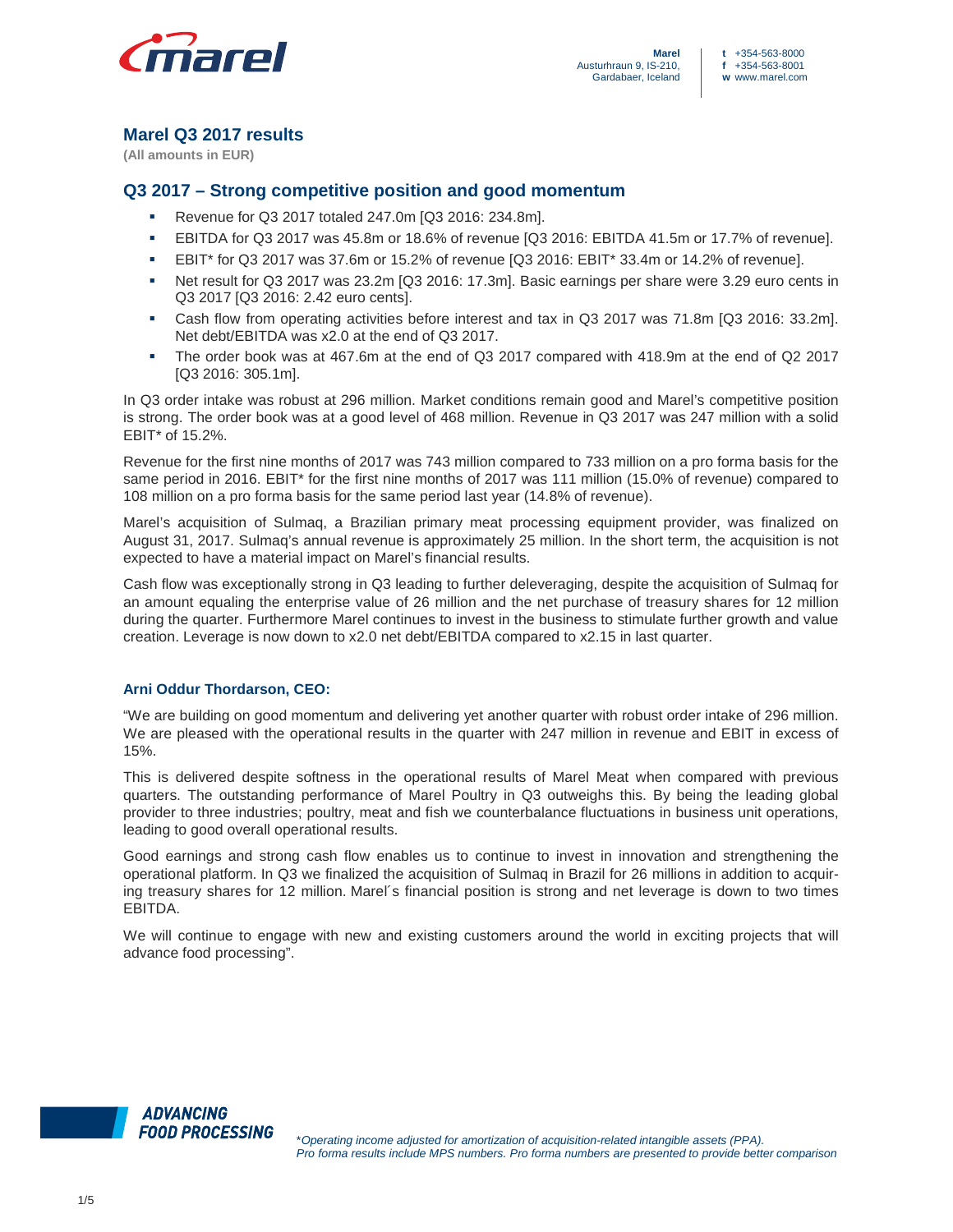# Marel Q3 2017 results

**(All amounts in EUR)**

## Q3 2017 – Strong competitive position and good momentum

- Revenue for Q3 2017 totaled 247.0m [Q3 2016: 234.8m].
- EBITDA for Q3 2017 was 45.8m or 18.6% of revenue [Q3 2016: EBITDA 41.5m or 17.7% of revenue].
- EBIT* for Q3 2017 was 37.6m or 15.2% of revenue [Q3 2016: EBIT* 33.4m or 14.2% of revenue].
- Net result for Q3 2017 was 23.2m [Q3 2016: 17.3m]. Basic earnings per share were 3.29 euro cents in Q3 2017 [Q3 2016: 2.42 euro cents].
- Cash flow from operating activities before interest and tax in Q3 2017 was 71.8m [Q3 2016: 33.2m]. Net debt/EBITDA was x2.0 at the end of Q3 2017.
- The order book was at 467.6m at the end of Q3 2017 compared with 418.9m at the end of Q2 2017 [Q3 2016: 305.1m].

In Q3 order intake was robust at 296 million. Market conditions remain good and Marel's competitive position is strong. The order book was at a good level of 468 million. Revenue in Q3 2017 was 247 million with a solid EBIT* of 15.2%.

Revenue for the first nine months of 2017 was 743 million compared to 733 million on a pro forma basis for the same period in 2016. EBIT* for the first nine months of 2017 was 111 million (15.0% of revenue) compared to 108 million on a pro forma basis for the same period last year (14.8% of revenue).

Marel's acquisition of Sulmaq, a Brazilian primary meat processing equipment provider, was finalized on August 31, 2017. Sulmaq's annual revenue is approximately 25 million. In the short term, the acquisition is not expected to have a material impact on Marel's financial results.

Cash flow was exceptionally strong in Q3 leading to further deleveraging, despite the acquisition of Sulmaq for an amount equaling the enterprise value of 26 million and the net purchase of treasury shares for 12 million during the quarter. Furthermore Marel continues to invest in the business to stimulate further growth and value creation. Leverage is now down to x2.0 net debt/EBITDA compared to x2.15 in last quarter.

### Arni Oddur Thordarson, CEO:

"We are building on good momentum and delivering yet another quarter with robust order intake of 296 million. We are pleased with the operational results in the quarter with 247 million in revenue and EBIT in excess of 15%.

This is delivered despite softness in the operational results of Marel Meat when compared with previous quarters. The outstanding performance of Marel Poultry in Q3 outweighs this. By being the leading global provider to three industries; poultry, meat and fish we counterbalance fluctuations in business unit operations, leading to good overall operational results.

Good earnings and strong cash flow enables us to continue to invest in innovation and strengthening the operational platform. In Q3 we finalized the acquisition of Sulmaq in Brazil for 26 millions in addition to acquiring treasury shares for 12 million. Marel´s financial position is strong and net leverage is down to two times EBITDA.

We will continue to engage with new and existing customers around the world in exciting projects that will advance food processing".

*\*Operating income adjusted for amortization of acquisition-related intangible assets (PPA). Pro forma results include MPS numbers. Pro forma numbers are presented to provide better comparison*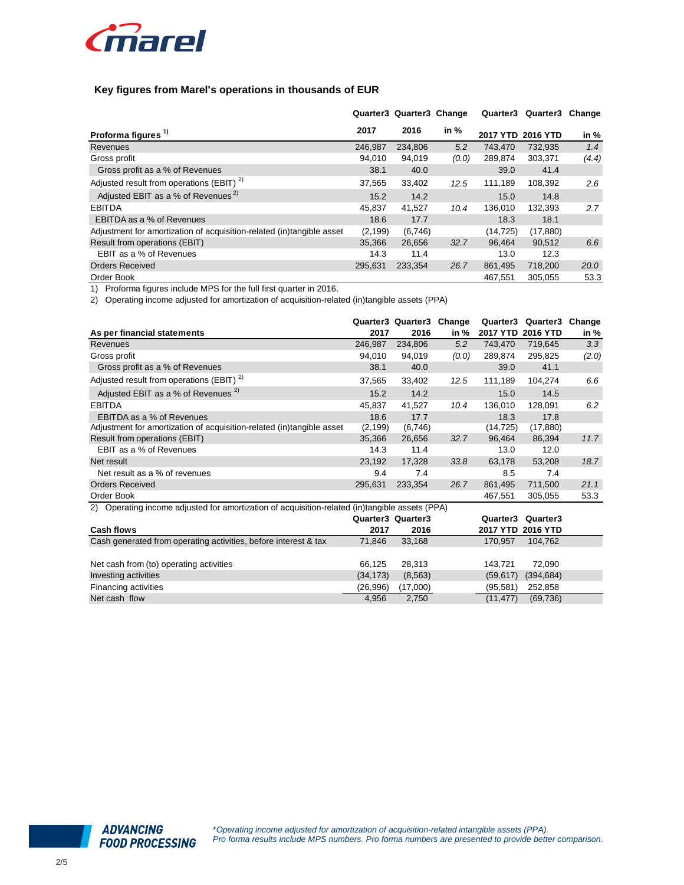### Key figures from Marel's operations in thousands of EUR

| Proforma figures [1] | Quarter3 2017 | Quarter3 2016 | Change in % | Quarter3 2017 YTD | Quarter3 2016 YTD | Change in % |
|---|---|---|---|---|---|---|
| Revenues | 246,987 | 234,806 | *5.2* | 743,470 | 732,935 | *1.4* |
| Gross profit | 94,010 | 94,019 | *(0.0)* | 289,874 | 303,371 | *(4.4)* |
| Gross profit as a % of Revenues | 38.1 | 40.0 | | 39.0 | 41.4 | |
| Adjusted result from operations (EBIT) [2] | 37,565 | 33,402 | *12.5* | 111,189 | 108,392 | *2.6* |
| Adjusted EBIT as a % of Revenues [2] | 15.2 | 14.2 | | 15.0 | 14.8 | |
| EBITDA | 45,837 | 41,527 | *10.4* | 136,010 | 132,393 | *2.7* |
| EBITDA as a % of Revenues | 18.6 | 17.7 | | 18.3 | 18.1 | |
| Adjustment for amortization of acquisition-related (in)tangible asset | (2,199) | (6,746) | | (14,725) | (17,880) | |
| Result from operations (EBIT) | 35,366 | 26,656 | *32.7* | 96,464 | 90,512 | *6.6* |
| EBIT as a % of Revenues | 14.3 | 11.4 | | 13.0 | 12.3 | |
| Orders Received | 295,631 | 233,354 | *26.7* | 861,495 | 718,200 | *20.0* |
| Order Book | | | | 467,551 | 305,055 | 53.3 |

1) Proforma figures include MPS for the full first quarter in 2016.
2) Operating income adjusted for amortization of acquisition-related (in)tangible assets (PPA)

| As per financial statements | Quarter3 2017 | Quarter3 2016 | Change in % | Quarter3 2017 YTD | Quarter3 2016 YTD | Change in % |
|---|---|---|---|---|---|---|
| Revenues | 246,987 | 234,806 | *5.2* | 743,470 | 719,645 | *3.3* |
| Gross profit | 94,010 | 94,019 | *(0.0)* | 289,874 | 295,825 | *(2.0)* |
| Gross profit as a % of Revenues | 38.1 | 40.0 | | 39.0 | 41.1 | |
| Adjusted result from operations (EBIT) [2] | 37,565 | 33,402 | *12.5* | 111,189 | 104,274 | *6.6* |
| Adjusted EBIT as a % of Revenues [2] | 15.2 | 14.2 | | 15.0 | 14.5 | |
| EBITDA | 45,837 | 41,527 | *10.4* | 136,010 | 128,091 | *6.2* |
| EBITDA as a % of Revenues | 18.6 | 17.7 | | 18.3 | 17.8 | |
| Adjustment for amortization of acquisition-related (in)tangible asset | (2,199) | (6,746) | | (14,725) | (17,880) | |
| Result from operations (EBIT) | 35,366 | 26,656 | *32.7* | 96,464 | 86,394 | *11.7* |
| EBIT as a % of Revenues | 14.3 | 11.4 | | 13.0 | 12.0 | |
| Net result | 23,192 | 17,328 | *33.8* | 63,178 | 53,208 | *18.7* |
| Net result as a % of revenues | 9.4 | 7.4 | | 8.5 | 7.4 | |
| Orders Received | 295,631 | 233,354 | *26.7* | 861,495 | 711,500 | *21.1* |
| Order Book | | | | 467,551 | 305,055 | 53.3 |

2) Operating income adjusted for amortization of acquisition-related (in)tangible assets (PPA)

| Cash flows | Quarter3 2017 | Quarter3 2016 | Quarter3 2017 YTD | Quarter3 2016 YTD |
|---|---|---|---|---|
| Cash generated from operating activities, before interest & tax | 71,846 | 33,168 | 170,957 | 104,762 |
| | | | | |
| Net cash from (to) operating activities | 66,125 | 28,313 | 143,721 | 72,090 |
| Investing activities | (34,173) | (8,563) | (59,617) | (394,684) |
| Financing activities | (26,996) | (17,000) | (95,581) | 252,858 |
| Net cash flow | 4,956 | 2,750 | (11,477) | (69,736) |

*\*Operating income adjusted for amortization of acquisition-related intangible assets (PPA).*
*Pro forma results include MPS numbers. Pro forma numbers are presented to provide better comparison.*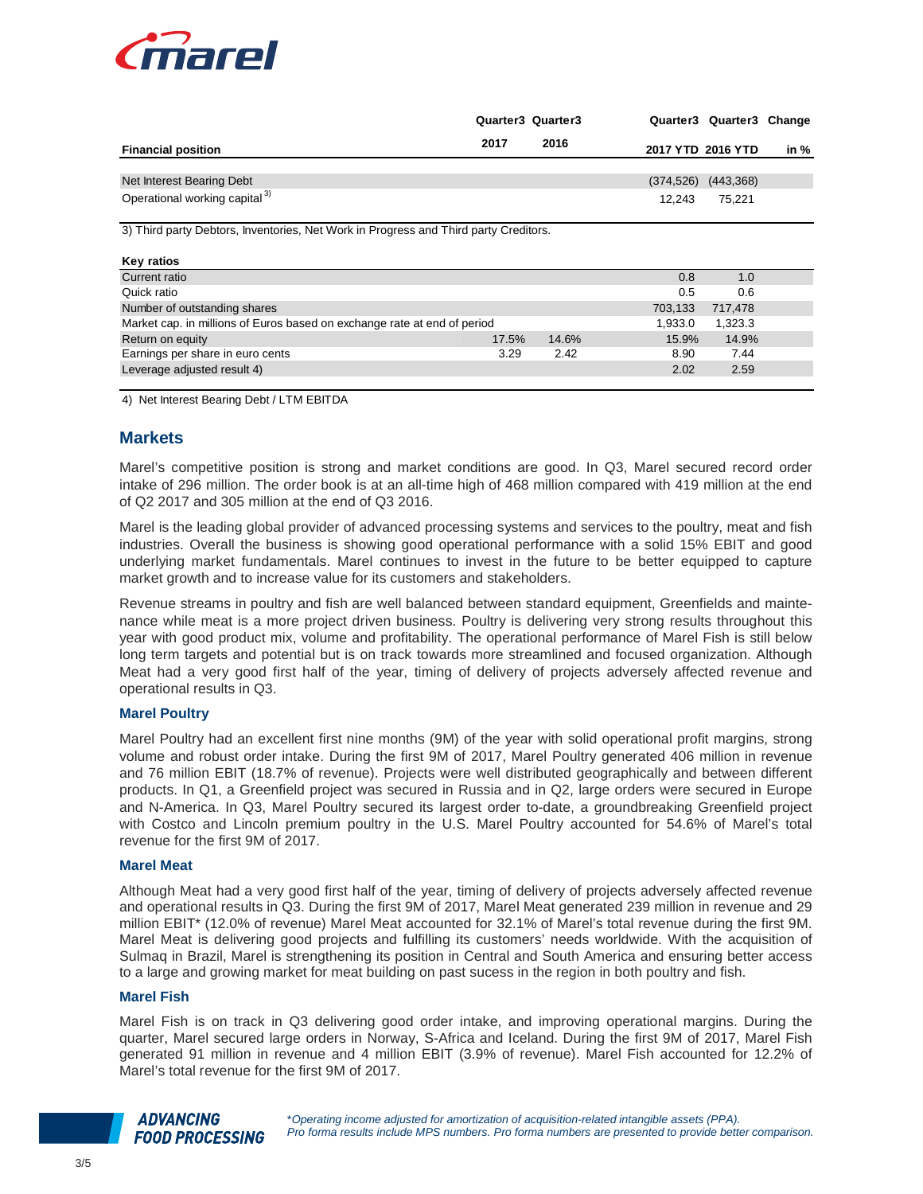| Financial position | Quarter3 2017 | Quarter3 2016 | Quarter3 2017 YTD | Quarter3 2016 YTD | Change in % |
|---|---|---|---|---|---|
| Net Interest Bearing Debt | | | (374,526) | (443,368) | |
| Operational working capital [3] | | | 12,243 | 75,221 | |

3) Third party Debtors, Inventories, Net Work in Progress and Third party Creditors.

| Key ratios | Quarter3 2017 | Quarter3 2016 | Quarter3 2017 YTD | Quarter3 2016 YTD | Change in % |
|---|---|---|---|---|---|
| Current ratio | | | 0.8 | 1.0 | |
| Quick ratio | | | 0.5 | 0.6 | |
| Number of outstanding shares | | | 703,133 | 717,478 | |
| Market cap. in millions of Euros based on exchange rate at end of period | | | 1,933.0 | 1,323.3 | |
| Return on equity | 17.5% | 14.6% | 15.9% | 14.9% | |
| Earnings per share in euro cents | 3.29 | 2.42 | 8.90 | 7.44 | |
| Leverage adjusted result 4) | | | 2.02 | 2.59 | |

4) Net Interest Bearing Debt / LTM EBITDA

## Markets

Marel's competitive position is strong and market conditions are good. In Q3, Marel secured record order intake of 296 million. The order book is at an all-time high of 468 million compared with 419 million at the end of Q2 2017 and 305 million at the end of Q3 2016.

Marel is the leading global provider of advanced processing systems and services to the poultry, meat and fish industries. Overall the business is showing good operational performance with a solid 15% EBIT and good underlying market fundamentals. Marel continues to invest in the future to be better equipped to capture market growth and to increase value for its customers and stakeholders.

Revenue streams in poultry and fish are well balanced between standard equipment, Greenfields and maintenance while meat is a more project driven business. Poultry is delivering very strong results throughout this year with good product mix, volume and profitability. The operational performance of Marel Fish is still below long term targets and potential but is on track towards more streamlined and focused organization. Although Meat had a very good first half of the year, timing of delivery of projects adversely affected revenue and operational results in Q3.

### Marel Poultry

Marel Poultry had an excellent first nine months (9M) of the year with solid operational profit margins, strong volume and robust order intake. During the first 9M of 2017, Marel Poultry generated 406 million in revenue and 76 million EBIT (18.7% of revenue). Projects were well distributed geographically and between different products. In Q1, a Greenfield project was secured in Russia and in Q2, large orders were secured in Europe and N-America. In Q3, Marel Poultry secured its largest order to-date, a groundbreaking Greenfield project with Costco and Lincoln premium poultry in the U.S. Marel Poultry accounted for 54.6% of Marel's total revenue for the first 9M of 2017.

### Marel Meat

Although Meat had a very good first half of the year, timing of delivery of projects adversely affected revenue and operational results in Q3. During the first 9M of 2017, Marel Meat generated 239 million in revenue and 29 million EBIT* (12.0% of revenue) Marel Meat accounted for 32.1% of Marel's total revenue during the first 9M. Marel Meat is delivering good projects and fulfilling its customers' needs worldwide. With the acquisition of Sulmaq in Brazil, Marel is strengthening its position in Central and South America and ensuring better access to a large and growing market for meat building on past sucess in the region in both poultry and fish.

### Marel Fish

Marel Fish is on track in Q3 delivering good order intake, and improving operational margins. During the quarter, Marel secured large orders in Norway, S-Africa and Iceland. During the first 9M of 2017, Marel Fish generated 91 million in revenue and 4 million EBIT (3.9% of revenue). Marel Fish accounted for 12.2% of Marel's total revenue for the first 9M of 2017.

*\*Operating income adjusted for amortization of acquisition-related intangible assets (PPA).*
*Pro forma results include MPS numbers. Pro forma numbers are presented to provide better comparison.*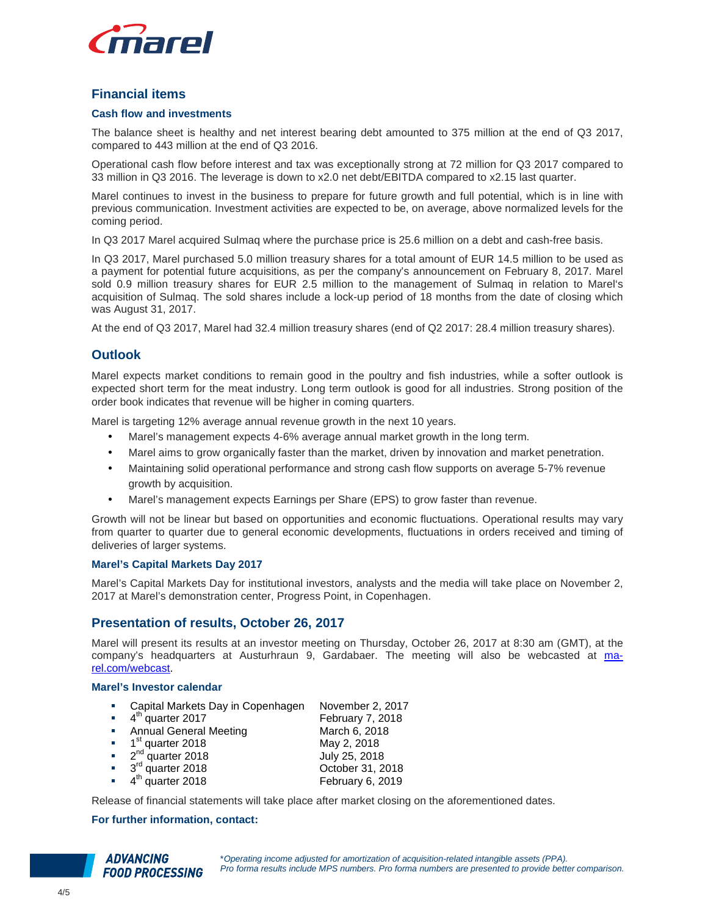## Financial items

### Cash flow and investments

The balance sheet is healthy and net interest bearing debt amounted to 375 million at the end of Q3 2017, compared to 443 million at the end of Q3 2016.

Operational cash flow before interest and tax was exceptionally strong at 72 million for Q3 2017 compared to 33 million in Q3 2016. The leverage is down to x2.0 net debt/EBITDA compared to x2.15 last quarter.

Marel continues to invest in the business to prepare for future growth and full potential, which is in line with previous communication. Investment activities are expected to be, on average, above normalized levels for the coming period.

In Q3 2017 Marel acquired Sulmaq where the purchase price is 25.6 million on a debt and cash-free basis.

In Q3 2017, Marel purchased 5.0 million treasury shares for a total amount of EUR 14.5 million to be used as a payment for potential future acquisitions, as per the company's announcement on February 8, 2017. Marel sold 0.9 million treasury shares for EUR 2.5 million to the management of Sulmaq in relation to Marel's acquisition of Sulmaq. The sold shares include a lock-up period of 18 months from the date of closing which was August 31, 2017.

At the end of Q3 2017, Marel had 32.4 million treasury shares (end of Q2 2017: 28.4 million treasury shares).

## Outlook

Marel expects market conditions to remain good in the poultry and fish industries, while a softer outlook is expected short term for the meat industry. Long term outlook is good for all industries. Strong position of the order book indicates that revenue will be higher in coming quarters.

Marel is targeting 12% average annual revenue growth in the next 10 years.

- Marel's management expects 4-6% average annual market growth in the long term.
- Marel aims to grow organically faster than the market, driven by innovation and market penetration.
- Maintaining solid operational performance and strong cash flow supports on average 5-7% revenue growth by acquisition.
- Marel's management expects Earnings per Share (EPS) to grow faster than revenue.

Growth will not be linear but based on opportunities and economic fluctuations. Operational results may vary from quarter to quarter due to general economic developments, fluctuations in orders received and timing of deliveries of larger systems.

### Marel's Capital Markets Day 2017

Marel's Capital Markets Day for institutional investors, analysts and the media will take place on November 2, 2017 at Marel's demonstration center, Progress Point, in Copenhagen.

## Presentation of results, October 26, 2017

Marel will present its results at an investor meeting on Thursday, October 26, 2017 at 8:30 am (GMT), at the company's headquarters at Austurhraun 9, Gardabaer. The meeting will also be webcasted at marel.com/webcast.

### Marel's Investor calendar

- Capital Markets Day in Copenhagen — November 2, 2017
- 4th quarter 2017 — February 7, 2018
- Annual General Meeting — March 6, 2018
- 1st quarter 2018 — May 2, 2018
- 2nd quarter 2018 — July 25, 2018
- 3rd quarter 2018 — October 31, 2018
- 4th quarter 2018 — February 6, 2019

Release of financial statements will take place after market closing on the aforementioned dates.

**For further information, contact:**

*\*Operating income adjusted for amortization of acquisition-related intangible assets (PPA).*
*Pro forma results include MPS numbers. Pro forma numbers are presented to provide better comparison.*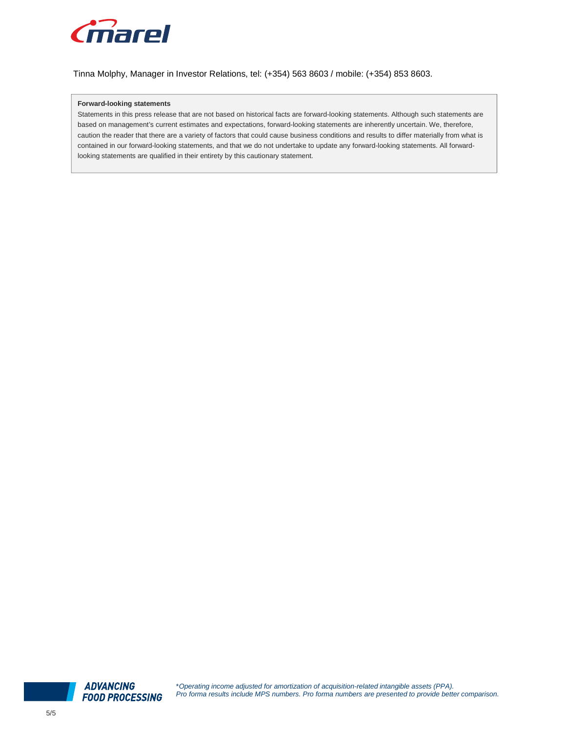Tinna Molphy, Manager in Investor Relations, tel: (+354) 563 8603 / mobile: (+354) 853 8603.

**Forward-looking statements**

Statements in this press release that are not based on historical facts are forward-looking statements. Although such statements are based on management's current estimates and expectations, forward-looking statements are inherently uncertain. We, therefore, caution the reader that there are a variety of factors that could cause business conditions and results to differ materially from what is contained in our forward-looking statements, and that we do not undertake to update any forward-looking statements. All forward-looking statements are qualified in their entirety by this cautionary statement.

*\*Operating income adjusted for amortization of acquisition-related intangible assets (PPA).*
*Pro forma results include MPS numbers. Pro forma numbers are presented to provide better comparison.*